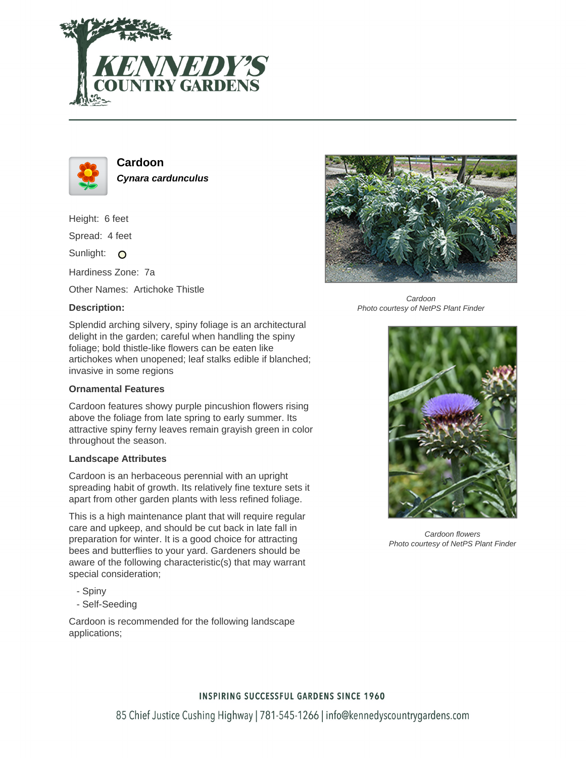# Cardoon

***Cynara cardunculus***

Height: 6 feet

Spread: 4 feet

Sunlight: ○

Hardiness Zone: 7a

Other Names: Artichoke Thistle

### Description:

Splendid arching silvery, spiny foliage is an architectural delight in the garden; careful when handling the spiny foliage; bold thistle-like flowers can be eaten like artichokes when unopened; leaf stalks edible if blanched; invasive in some regions

### Ornamental Features

Cardoon features showy purple pincushion flowers rising above the foliage from late spring to early summer. Its attractive spiny ferny leaves remain grayish green in color throughout the season.

### Landscape Attributes

Cardoon is an herbaceous perennial with an upright spreading habit of growth. Its relatively fine texture sets it apart from other garden plants with less refined foliage.

This is a high maintenance plant that will require regular care and upkeep, and should be cut back in late fall in preparation for winter. It is a good choice for attracting bees and butterflies to your yard. Gardeners should be aware of the following characteristic(s) that may warrant special consideration;

- Spiny
- Self-Seeding

Cardoon is recommended for the following landscape applications;

*Cardoon*
*Photo courtesy of NetPS Plant Finder*

*Cardoon flowers*
*Photo courtesy of NetPS Plant Finder*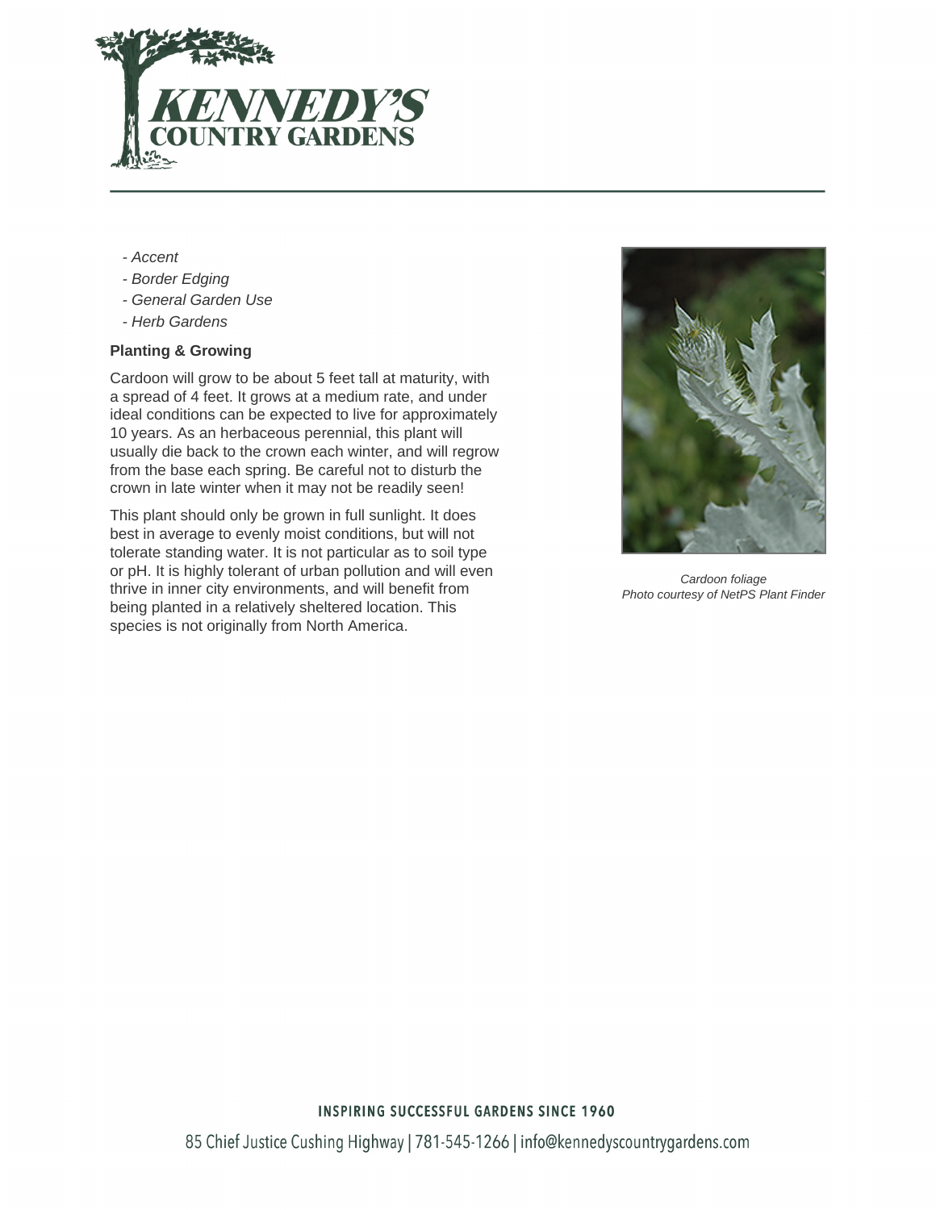- *Accent*
- *Border Edging*
- *General Garden Use*
- *Herb Gardens*

**Planting & Growing**

Cardoon will grow to be about 5 feet tall at maturity, with a spread of 4 feet. It grows at a medium rate, and under ideal conditions can be expected to live for approximately 10 years. As an herbaceous perennial, this plant will usually die back to the crown each winter, and will regrow from the base each spring. Be careful not to disturb the crown in late winter when it may not be readily seen!

This plant should only be grown in full sunlight. It does best in average to evenly moist conditions, but will not tolerate standing water. It is not particular as to soil type or pH. It is highly tolerant of urban pollution and will even thrive in inner city environments, and will benefit from being planted in a relatively sheltered location. This species is not originally from North America.

*Cardoon foliage*
*Photo courtesy of NetPS Plant Finder*